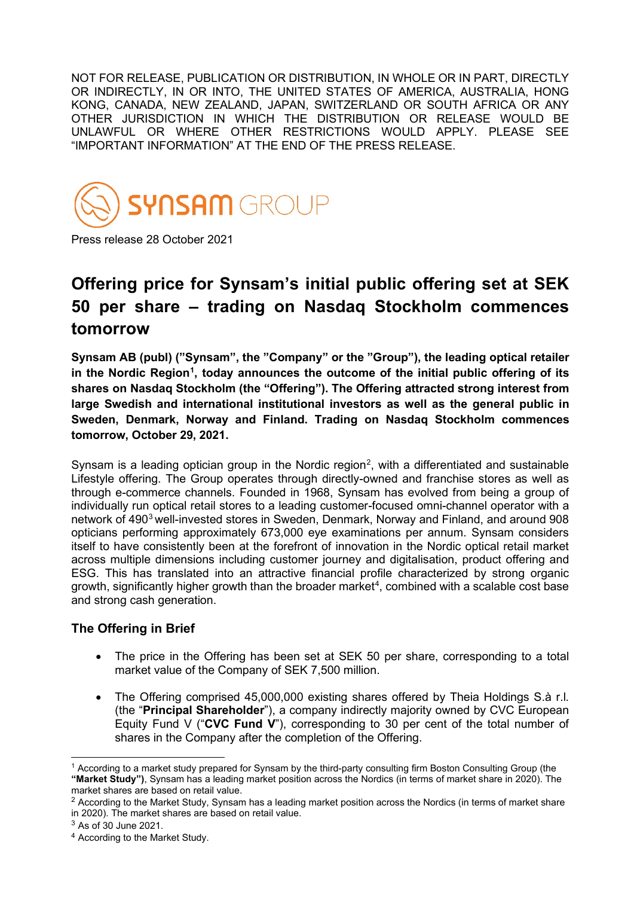NOT FOR RELEASE, PUBLICATION OR DISTRIBUTION, IN WHOLE OR IN PART, DIRECTLY OR INDIRECTLY, IN OR INTO, THE UNITED STATES OF AMERICA, AUSTRALIA, HONG KONG, CANADA, NEW ZEALAND, JAPAN, SWITZERLAND OR SOUTH AFRICA OR ANY OTHER JURISDICTION IN WHICH THE DISTRIBUTION OR RELEASE WOULD BE UNLAWFUL OR WHERE OTHER RESTRICTIONS WOULD APPLY. PLEASE SEE "IMPORTANT INFORMATION" AT THE END OF THE PRESS RELEASE.

SYNSAM GROUP

Press release 28 October 2021

# Offering price for Synsam's initial public offering set at SEK 50 per share – trading on Nasdaq Stockholm commences tomorrow

**Synsam AB (publ) ("Synsam", the "Company" or the "Group"), the leading optical retailer in the Nordic Region[1], today announces the outcome of the initial public offering of its shares on Nasdaq Stockholm (the "Offering"). The Offering attracted strong interest from large Swedish and international institutional investors as well as the general public in Sweden, Denmark, Norway and Finland. Trading on Nasdaq Stockholm commences tomorrow, October 29, 2021.**

Synsam is a leading optician group in the Nordic region[2], with a differentiated and sustainable Lifestyle offering. The Group operates through directly-owned and franchise stores as well as through e-commerce channels. Founded in 1968, Synsam has evolved from being a group of individually run optical retail stores to a leading customer-focused omni-channel operator with a network of 490[3] well-invested stores in Sweden, Denmark, Norway and Finland, and around 908 opticians performing approximately 673,000 eye examinations per annum. Synsam considers itself to have consistently been at the forefront of innovation in the Nordic optical retail market across multiple dimensions including customer journey and digitalisation, product offering and ESG. This has translated into an attractive financial profile characterized by strong organic growth, significantly higher growth than the broader market[4], combined with a scalable cost base and strong cash generation.

### The Offering in Brief

- The price in the Offering has been set at SEK 50 per share, corresponding to a total market value of the Company of SEK 7,500 million.
- The Offering comprised 45,000,000 existing shares offered by Theia Holdings S.à r.l. (the "**Principal Shareholder**"), a company indirectly majority owned by CVC European Equity Fund V ("**CVC Fund V**"), corresponding to 30 per cent of the total number of shares in the Company after the completion of the Offering.

---

[1] According to a market study prepared for Synsam by the third-party consulting firm Boston Consulting Group (the **"Market Study")**, Synsam has a leading market position across the Nordics (in terms of market share in 2020). The market shares are based on retail value.

[2] According to the Market Study, Synsam has a leading market position across the Nordics (in terms of market share in 2020). The market shares are based on retail value.

[3] As of 30 June 2021.

[4] According to the Market Study.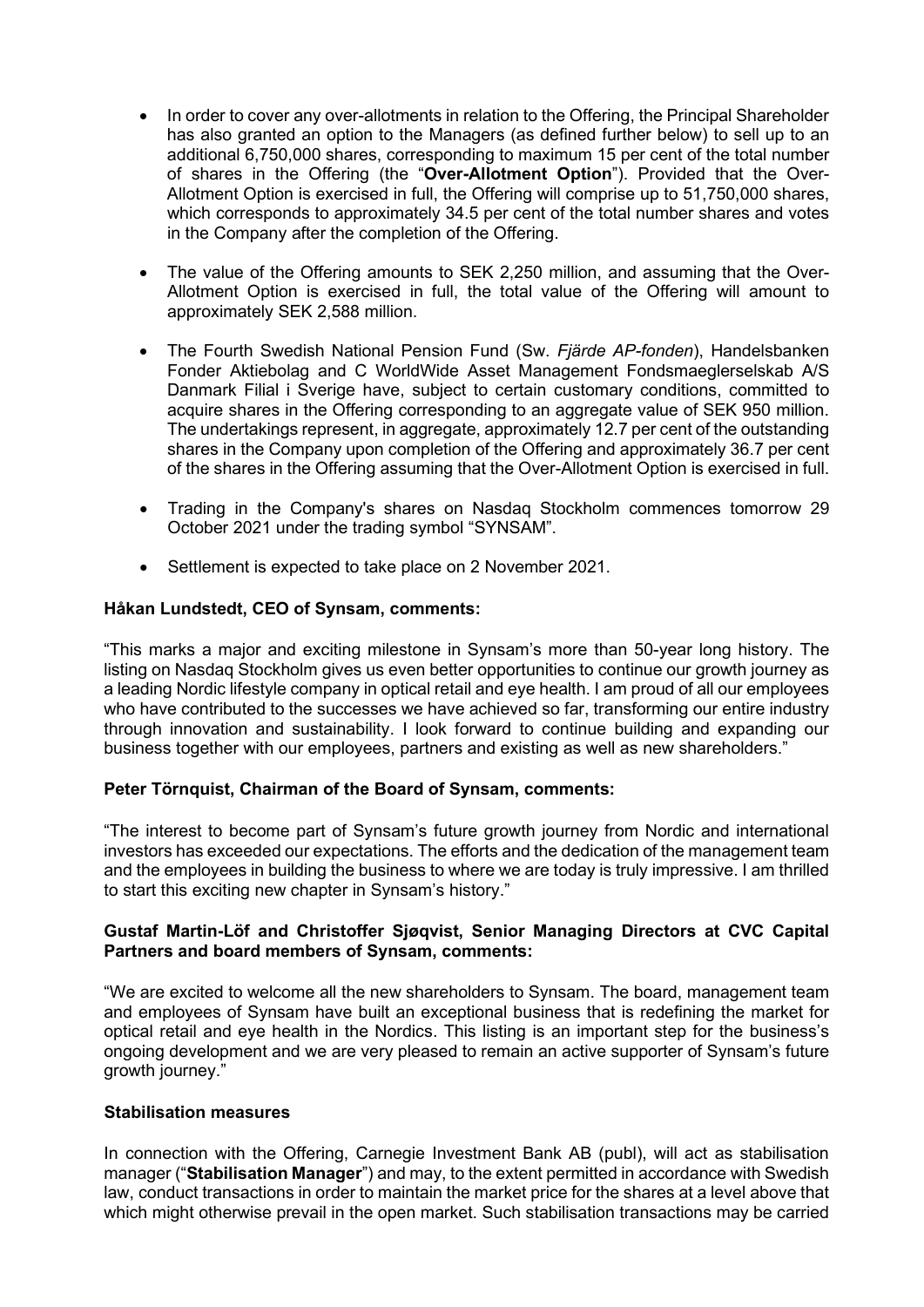- In order to cover any over-allotments in relation to the Offering, the Principal Shareholder has also granted an option to the Managers (as defined further below) to sell up to an additional 6,750,000 shares, corresponding to maximum 15 per cent of the total number of shares in the Offering (the "**Over-Allotment Option**"). Provided that the Over-Allotment Option is exercised in full, the Offering will comprise up to 51,750,000 shares, which corresponds to approximately 34.5 per cent of the total number shares and votes in the Company after the completion of the Offering.
- The value of the Offering amounts to SEK 2,250 million, and assuming that the Over-Allotment Option is exercised in full, the total value of the Offering will amount to approximately SEK 2,588 million.
- The Fourth Swedish National Pension Fund (Sw. *Fjärde AP-fonden*), Handelsbanken Fonder Aktiebolag and C WorldWide Asset Management Fondsmaeglerselskab A/S Danmark Filial i Sverige have, subject to certain customary conditions, committed to acquire shares in the Offering corresponding to an aggregate value of SEK 950 million. The undertakings represent, in aggregate, approximately 12.7 per cent of the outstanding shares in the Company upon completion of the Offering and approximately 36.7 per cent of the shares in the Offering assuming that the Over-Allotment Option is exercised in full.
- Trading in the Company's shares on Nasdaq Stockholm commences tomorrow 29 October 2021 under the trading symbol "SYNSAM".
- Settlement is expected to take place on 2 November 2021.

**Håkan Lundstedt, CEO of Synsam, comments:**

"This marks a major and exciting milestone in Synsam's more than 50-year long history. The listing on Nasdaq Stockholm gives us even better opportunities to continue our growth journey as a leading Nordic lifestyle company in optical retail and eye health. I am proud of all our employees who have contributed to the successes we have achieved so far, transforming our entire industry through innovation and sustainability. I look forward to continue building and expanding our business together with our employees, partners and existing as well as new shareholders."

**Peter Törnquist, Chairman of the Board of Synsam, comments:**

"The interest to become part of Synsam's future growth journey from Nordic and international investors has exceeded our expectations. The efforts and the dedication of the management team and the employees in building the business to where we are today is truly impressive. I am thrilled to start this exciting new chapter in Synsam's history."

**Gustaf Martin-Löf and Christoffer Sjøqvist, Senior Managing Directors at CVC Capital Partners and board members of Synsam, comments:**

"We are excited to welcome all the new shareholders to Synsam. The board, management team and employees of Synsam have built an exceptional business that is redefining the market for optical retail and eye health in the Nordics. This listing is an important step for the business's ongoing development and we are very pleased to remain an active supporter of Synsam's future growth journey."

**Stabilisation measures**

In connection with the Offering, Carnegie Investment Bank AB (publ), will act as stabilisation manager ("**Stabilisation Manager**") and may, to the extent permitted in accordance with Swedish law, conduct transactions in order to maintain the market price for the shares at a level above that which might otherwise prevail in the open market. Such stabilisation transactions may be carried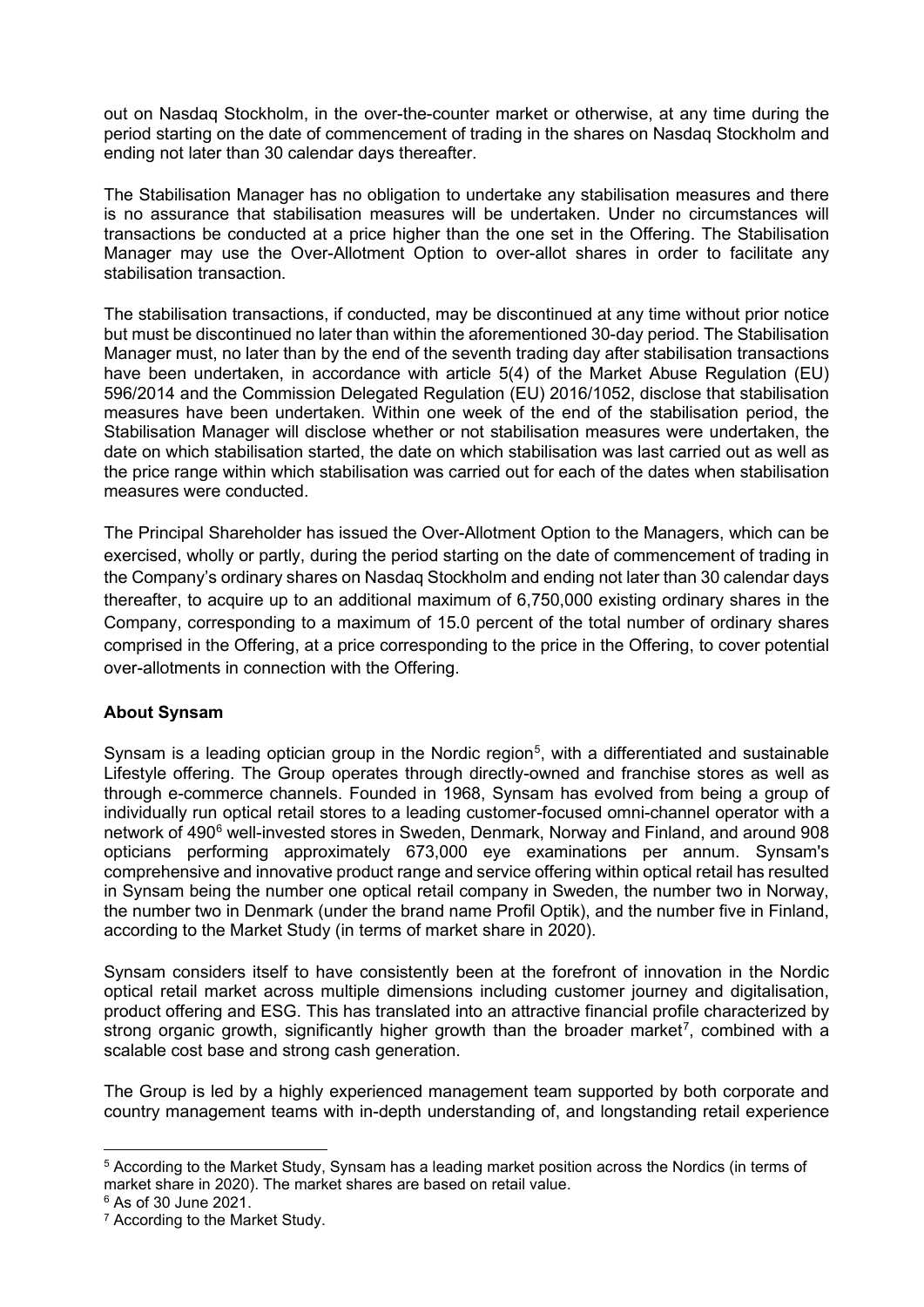out on Nasdaq Stockholm, in the over-the-counter market or otherwise, at any time during the period starting on the date of commencement of trading in the shares on Nasdaq Stockholm and ending not later than 30 calendar days thereafter.

The Stabilisation Manager has no obligation to undertake any stabilisation measures and there is no assurance that stabilisation measures will be undertaken. Under no circumstances will transactions be conducted at a price higher than the one set in the Offering. The Stabilisation Manager may use the Over-Allotment Option to over-allot shares in order to facilitate any stabilisation transaction.

The stabilisation transactions, if conducted, may be discontinued at any time without prior notice but must be discontinued no later than within the aforementioned 30-day period. The Stabilisation Manager must, no later than by the end of the seventh trading day after stabilisation transactions have been undertaken, in accordance with article 5(4) of the Market Abuse Regulation (EU) 596/2014 and the Commission Delegated Regulation (EU) 2016/1052, disclose that stabilisation measures have been undertaken. Within one week of the end of the stabilisation period, the Stabilisation Manager will disclose whether or not stabilisation measures were undertaken, the date on which stabilisation started, the date on which stabilisation was last carried out as well as the price range within which stabilisation was carried out for each of the dates when stabilisation measures were conducted.

The Principal Shareholder has issued the Over-Allotment Option to the Managers, which can be exercised, wholly or partly, during the period starting on the date of commencement of trading in the Company's ordinary shares on Nasdaq Stockholm and ending not later than 30 calendar days thereafter, to acquire up to an additional maximum of 6,750,000 existing ordinary shares in the Company, corresponding to a maximum of 15.0 percent of the total number of ordinary shares comprised in the Offering, at a price corresponding to the price in the Offering, to cover potential over-allotments in connection with the Offering.

**About Synsam**

Synsam is a leading optician group in the Nordic region[5], with a differentiated and sustainable Lifestyle offering. The Group operates through directly-owned and franchise stores as well as through e-commerce channels. Founded in 1968, Synsam has evolved from being a group of individually run optical retail stores to a leading customer-focused omni-channel operator with a network of 490[6] well-invested stores in Sweden, Denmark, Norway and Finland, and around 908 opticians performing approximately 673,000 eye examinations per annum. Synsam's comprehensive and innovative product range and service offering within optical retail has resulted in Synsam being the number one optical retail company in Sweden, the number two in Norway, the number two in Denmark (under the brand name Profil Optik), and the number five in Finland, according to the Market Study (in terms of market share in 2020).

Synsam considers itself to have consistently been at the forefront of innovation in the Nordic optical retail market across multiple dimensions including customer journey and digitalisation, product offering and ESG. This has translated into an attractive financial profile characterized by strong organic growth, significantly higher growth than the broader market[7], combined with a scalable cost base and strong cash generation.

The Group is led by a highly experienced management team supported by both corporate and country management teams with in-depth understanding of, and longstanding retail experience

---

[5] According to the Market Study, Synsam has a leading market position across the Nordics (in terms of market share in 2020). The market shares are based on retail value.

[6] As of 30 June 2021.

[7] According to the Market Study.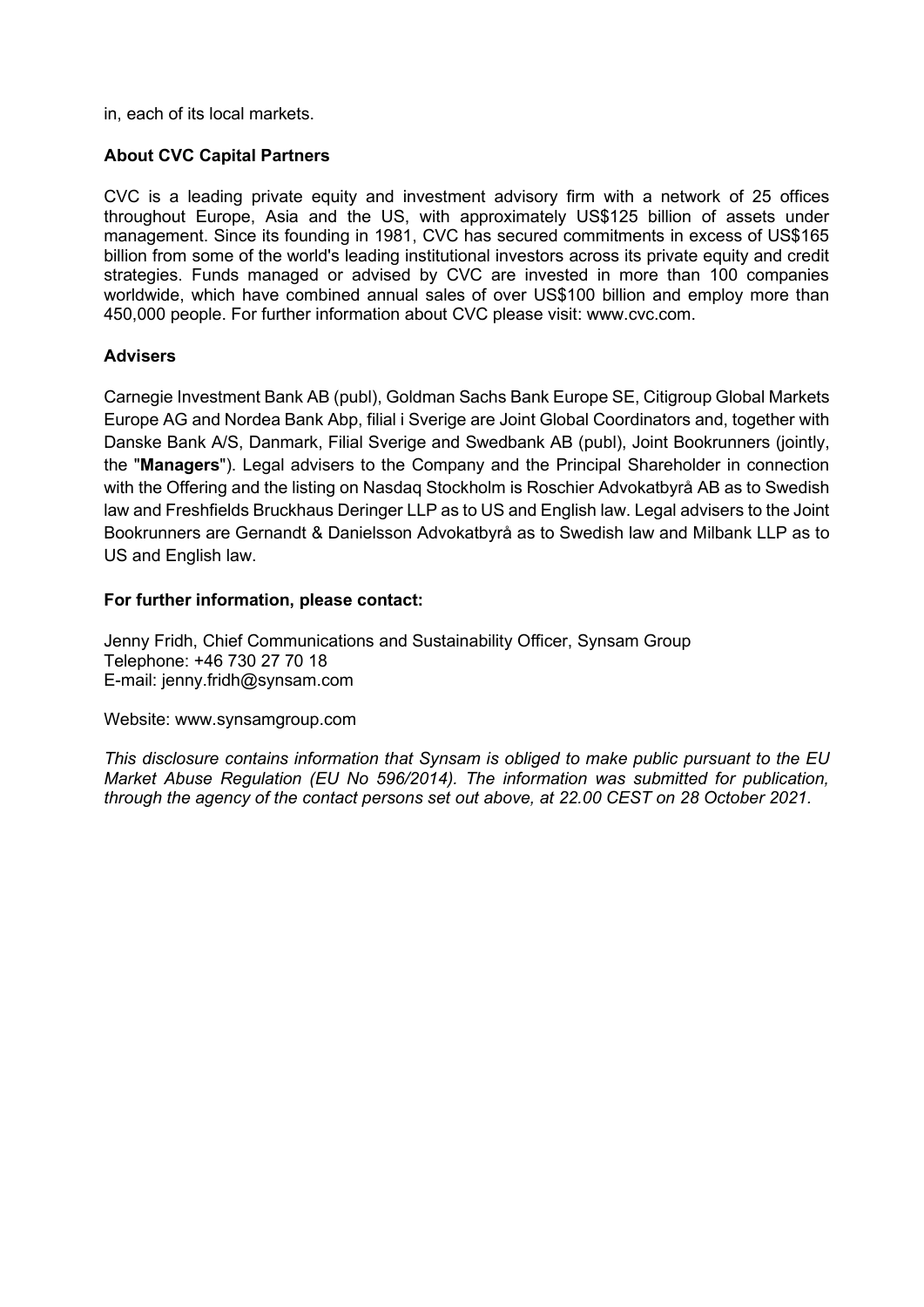in, each of its local markets.

**About CVC Capital Partners**

CVC is a leading private equity and investment advisory firm with a network of 25 offices throughout Europe, Asia and the US, with approximately US$125 billion of assets under management. Since its founding in 1981, CVC has secured commitments in excess of US$165 billion from some of the world's leading institutional investors across its private equity and credit strategies. Funds managed or advised by CVC are invested in more than 100 companies worldwide, which have combined annual sales of over US$100 billion and employ more than 450,000 people. For further information about CVC please visit: www.cvc.com.

**Advisers**

Carnegie Investment Bank AB (publ), Goldman Sachs Bank Europe SE, Citigroup Global Markets Europe AG and Nordea Bank Abp, filial i Sverige are Joint Global Coordinators and, together with Danske Bank A/S, Danmark, Filial Sverige and Swedbank AB (publ), Joint Bookrunners (jointly, the "**Managers**"). Legal advisers to the Company and the Principal Shareholder in connection with the Offering and the listing on Nasdaq Stockholm is Roschier Advokatbyrå AB as to Swedish law and Freshfields Bruckhaus Deringer LLP as to US and English law. Legal advisers to the Joint Bookrunners are Gernandt & Danielsson Advokatbyrå as to Swedish law and Milbank LLP as to US and English law.

**For further information, please contact:**

Jenny Fridh, Chief Communications and Sustainability Officer, Synsam Group
Telephone: +46 730 27 70 18
E-mail: jenny.fridh@synsam.com

Website: www.synsamgroup.com

*This disclosure contains information that Synsam is obliged to make public pursuant to the EU Market Abuse Regulation (EU No 596/2014). The information was submitted for publication, through the agency of the contact persons set out above, at 22.00 CEST on 28 October 2021.*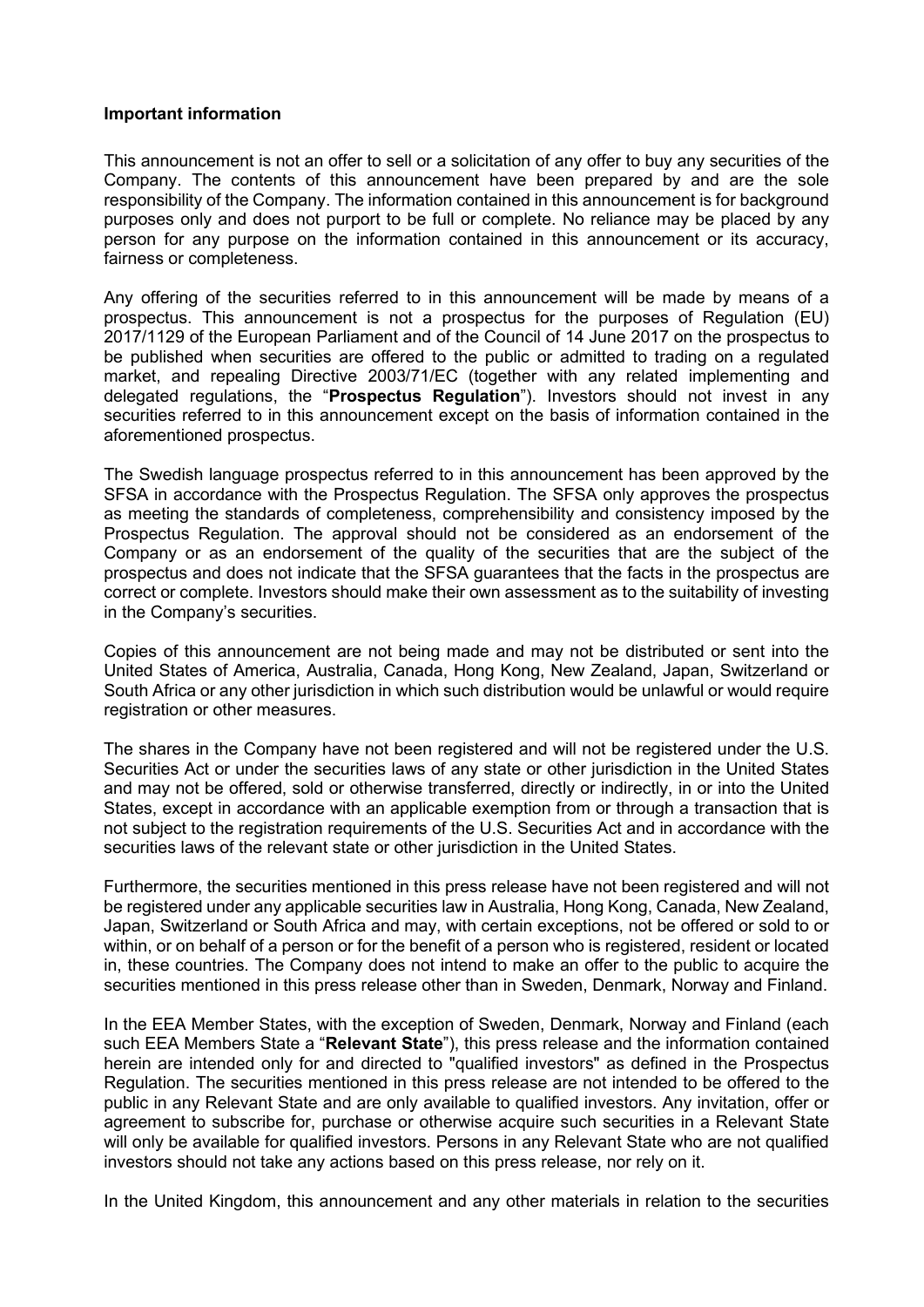**Important information**

This announcement is not an offer to sell or a solicitation of any offer to buy any securities of the Company. The contents of this announcement have been prepared by and are the sole responsibility of the Company. The information contained in this announcement is for background purposes only and does not purport to be full or complete. No reliance may be placed by any person for any purpose on the information contained in this announcement or its accuracy, fairness or completeness.

Any offering of the securities referred to in this announcement will be made by means of a prospectus. This announcement is not a prospectus for the purposes of Regulation (EU) 2017/1129 of the European Parliament and of the Council of 14 June 2017 on the prospectus to be published when securities are offered to the public or admitted to trading on a regulated market, and repealing Directive 2003/71/EC (together with any related implementing and delegated regulations, the "**Prospectus Regulation**"). Investors should not invest in any securities referred to in this announcement except on the basis of information contained in the aforementioned prospectus.

The Swedish language prospectus referred to in this announcement has been approved by the SFSA in accordance with the Prospectus Regulation. The SFSA only approves the prospectus as meeting the standards of completeness, comprehensibility and consistency imposed by the Prospectus Regulation. The approval should not be considered as an endorsement of the Company or as an endorsement of the quality of the securities that are the subject of the prospectus and does not indicate that the SFSA guarantees that the facts in the prospectus are correct or complete. Investors should make their own assessment as to the suitability of investing in the Company's securities.

Copies of this announcement are not being made and may not be distributed or sent into the United States of America, Australia, Canada, Hong Kong, New Zealand, Japan, Switzerland or South Africa or any other jurisdiction in which such distribution would be unlawful or would require registration or other measures.

The shares in the Company have not been registered and will not be registered under the U.S. Securities Act or under the securities laws of any state or other jurisdiction in the United States and may not be offered, sold or otherwise transferred, directly or indirectly, in or into the United States, except in accordance with an applicable exemption from or through a transaction that is not subject to the registration requirements of the U.S. Securities Act and in accordance with the securities laws of the relevant state or other jurisdiction in the United States.

Furthermore, the securities mentioned in this press release have not been registered and will not be registered under any applicable securities law in Australia, Hong Kong, Canada, New Zealand, Japan, Switzerland or South Africa and may, with certain exceptions, not be offered or sold to or within, or on behalf of a person or for the benefit of a person who is registered, resident or located in, these countries. The Company does not intend to make an offer to the public to acquire the securities mentioned in this press release other than in Sweden, Denmark, Norway and Finland.

In the EEA Member States, with the exception of Sweden, Denmark, Norway and Finland (each such EEA Members State a "**Relevant State**"), this press release and the information contained herein are intended only for and directed to "qualified investors" as defined in the Prospectus Regulation. The securities mentioned in this press release are not intended to be offered to the public in any Relevant State and are only available to qualified investors. Any invitation, offer or agreement to subscribe for, purchase or otherwise acquire such securities in a Relevant State will only be available for qualified investors. Persons in any Relevant State who are not qualified investors should not take any actions based on this press release, nor rely on it.

In the United Kingdom, this announcement and any other materials in relation to the securities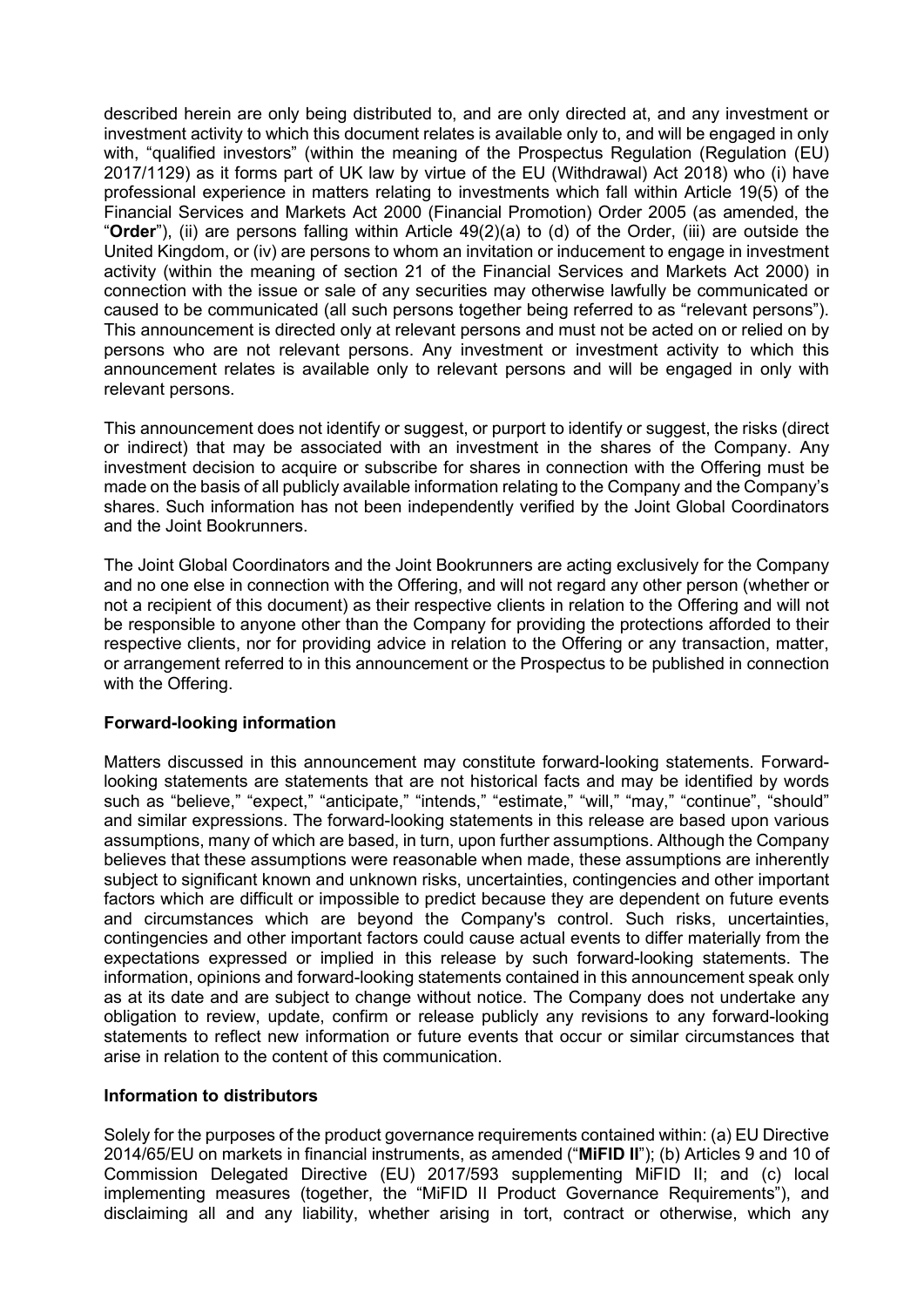described herein are only being distributed to, and are only directed at, and any investment or investment activity to which this document relates is available only to, and will be engaged in only with, "qualified investors" (within the meaning of the Prospectus Regulation (Regulation (EU) 2017/1129) as it forms part of UK law by virtue of the EU (Withdrawal) Act 2018) who (i) have professional experience in matters relating to investments which fall within Article 19(5) of the Financial Services and Markets Act 2000 (Financial Promotion) Order 2005 (as amended, the "**Order**"), (ii) are persons falling within Article 49(2)(a) to (d) of the Order, (iii) are outside the United Kingdom, or (iv) are persons to whom an invitation or inducement to engage in investment activity (within the meaning of section 21 of the Financial Services and Markets Act 2000) in connection with the issue or sale of any securities may otherwise lawfully be communicated or caused to be communicated (all such persons together being referred to as "relevant persons"). This announcement is directed only at relevant persons and must not be acted on or relied on by persons who are not relevant persons. Any investment or investment activity to which this announcement relates is available only to relevant persons and will be engaged in only with relevant persons.

This announcement does not identify or suggest, or purport to identify or suggest, the risks (direct or indirect) that may be associated with an investment in the shares of the Company. Any investment decision to acquire or subscribe for shares in connection with the Offering must be made on the basis of all publicly available information relating to the Company and the Company's shares. Such information has not been independently verified by the Joint Global Coordinators and the Joint Bookrunners.

The Joint Global Coordinators and the Joint Bookrunners are acting exclusively for the Company and no one else in connection with the Offering, and will not regard any other person (whether or not a recipient of this document) as their respective clients in relation to the Offering and will not be responsible to anyone other than the Company for providing the protections afforded to their respective clients, nor for providing advice in relation to the Offering or any transaction, matter, or arrangement referred to in this announcement or the Prospectus to be published in connection with the Offering.

**Forward-looking information**

Matters discussed in this announcement may constitute forward-looking statements. Forward-looking statements are statements that are not historical facts and may be identified by words such as "believe," "expect," "anticipate," "intends," "estimate," "will," "may," "continue", "should" and similar expressions. The forward-looking statements in this release are based upon various assumptions, many of which are based, in turn, upon further assumptions. Although the Company believes that these assumptions were reasonable when made, these assumptions are inherently subject to significant known and unknown risks, uncertainties, contingencies and other important factors which are difficult or impossible to predict because they are dependent on future events and circumstances which are beyond the Company's control. Such risks, uncertainties, contingencies and other important factors could cause actual events to differ materially from the expectations expressed or implied in this release by such forward-looking statements. The information, opinions and forward-looking statements contained in this announcement speak only as at its date and are subject to change without notice. The Company does not undertake any obligation to review, update, confirm or release publicly any revisions to any forward-looking statements to reflect new information or future events that occur or similar circumstances that arise in relation to the content of this communication.

**Information to distributors**

Solely for the purposes of the product governance requirements contained within: (a) EU Directive 2014/65/EU on markets in financial instruments, as amended ("**MiFID II**"); (b) Articles 9 and 10 of Commission Delegated Directive (EU) 2017/593 supplementing MiFID II; and (c) local implementing measures (together, the "MiFID II Product Governance Requirements"), and disclaiming all and any liability, whether arising in tort, contract or otherwise, which any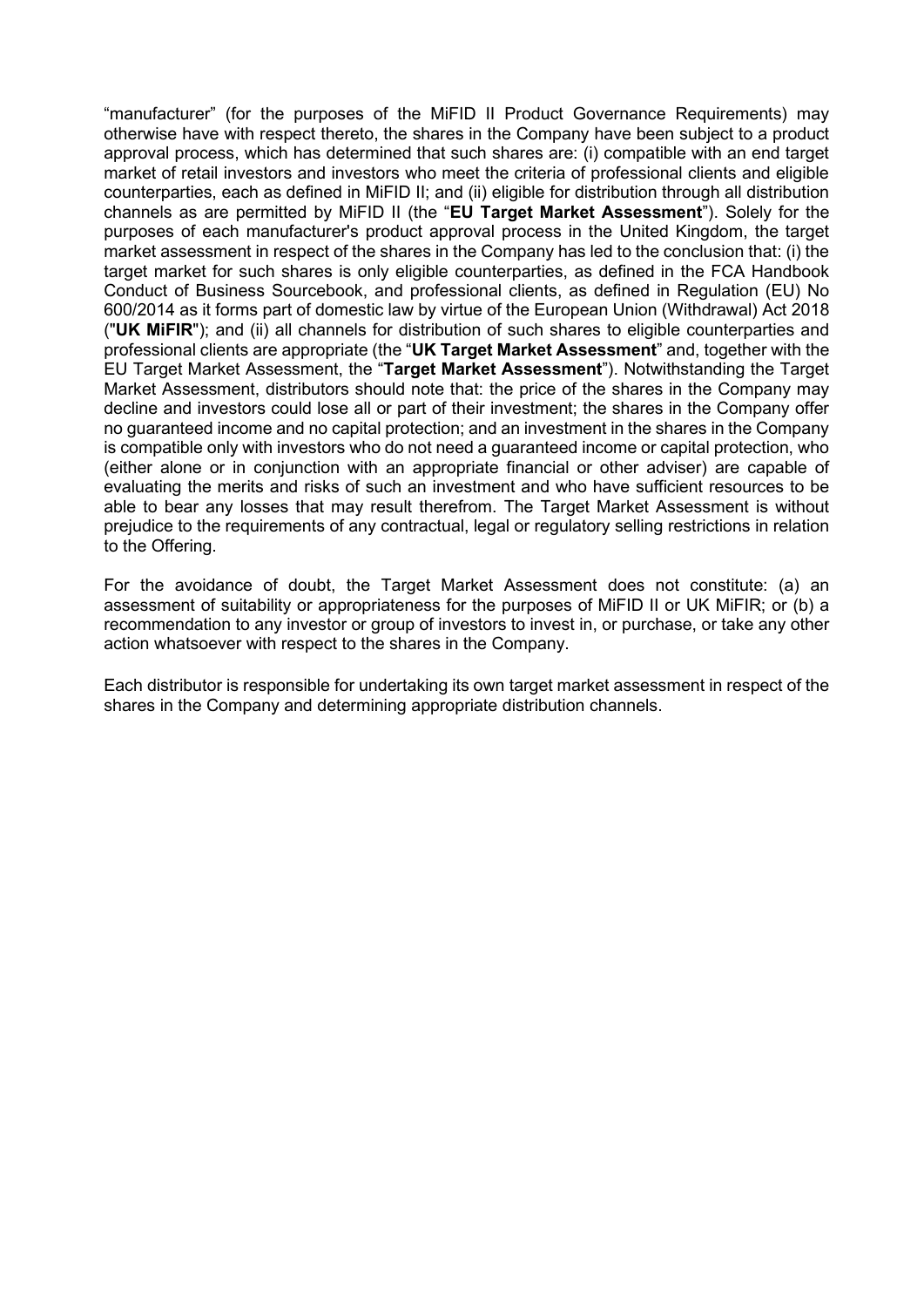"manufacturer" (for the purposes of the MiFID II Product Governance Requirements) may otherwise have with respect thereto, the shares in the Company have been subject to a product approval process, which has determined that such shares are: (i) compatible with an end target market of retail investors and investors who meet the criteria of professional clients and eligible counterparties, each as defined in MiFID II; and (ii) eligible for distribution through all distribution channels as are permitted by MiFID II (the "**EU Target Market Assessment**"). Solely for the purposes of each manufacturer's product approval process in the United Kingdom, the target market assessment in respect of the shares in the Company has led to the conclusion that: (i) the target market for such shares is only eligible counterparties, as defined in the FCA Handbook Conduct of Business Sourcebook, and professional clients, as defined in Regulation (EU) No 600/2014 as it forms part of domestic law by virtue of the European Union (Withdrawal) Act 2018 ("**UK MiFIR**"); and (ii) all channels for distribution of such shares to eligible counterparties and professional clients are appropriate (the "**UK Target Market Assessment**" and, together with the EU Target Market Assessment, the "**Target Market Assessment**"). Notwithstanding the Target Market Assessment, distributors should note that: the price of the shares in the Company may decline and investors could lose all or part of their investment; the shares in the Company offer no guaranteed income and no capital protection; and an investment in the shares in the Company is compatible only with investors who do not need a guaranteed income or capital protection, who (either alone or in conjunction with an appropriate financial or other adviser) are capable of evaluating the merits and risks of such an investment and who have sufficient resources to be able to bear any losses that may result therefrom. The Target Market Assessment is without prejudice to the requirements of any contractual, legal or regulatory selling restrictions in relation to the Offering.

For the avoidance of doubt, the Target Market Assessment does not constitute: (a) an assessment of suitability or appropriateness for the purposes of MiFID II or UK MiFIR; or (b) a recommendation to any investor or group of investors to invest in, or purchase, or take any other action whatsoever with respect to the shares in the Company.

Each distributor is responsible for undertaking its own target market assessment in respect of the shares in the Company and determining appropriate distribution channels.